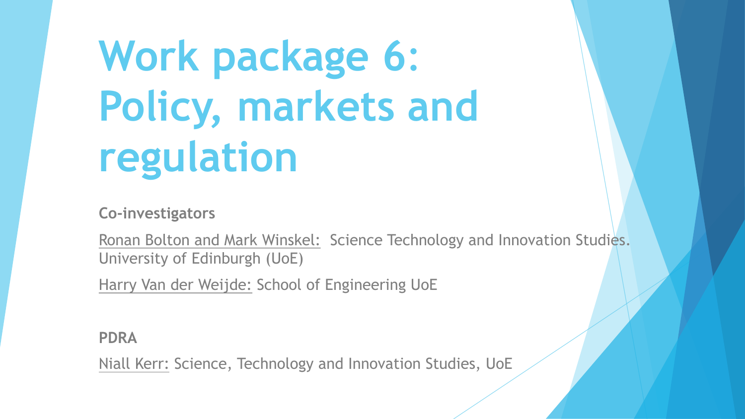# Work package 6: Policy, markets and regulation

**Co-investigators**

Ronan Bolton and Mark Winskel: Science Technology and Innovation Studies. University of Edinburgh (UoE)

Harry Van der Weijde: School of Engineering UoE

**PDRA**

Niall Kerr: Science, Technology and Innovation Studies, UoE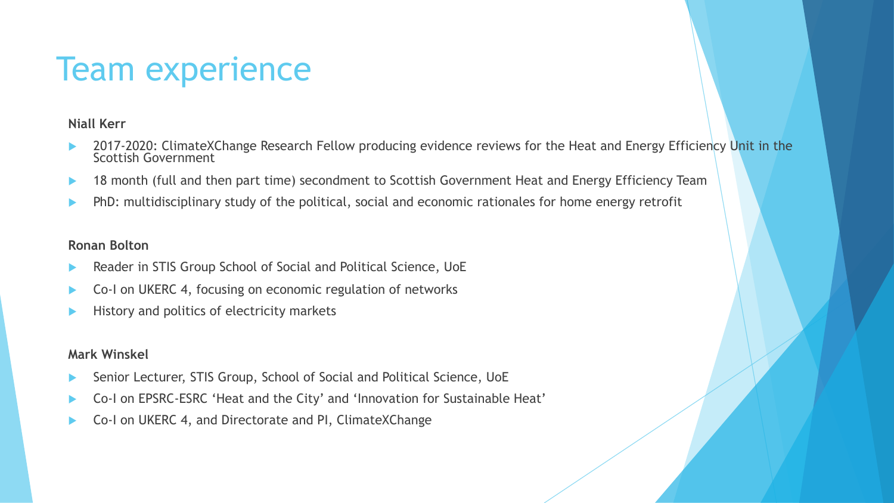# Team experience

**Niall Kerr**

- 2017-2020: ClimateXChange Research Fellow producing evidence reviews for the Heat and Energy Efficiency Unit in the Scottish Government
- 18 month (full and then part time) secondment to Scottish Government Heat and Energy Efficiency Team
- PhD: multidisciplinary study of the political, social and economic rationales for home energy retrofit

**Ronan Bolton**

- Reader in STIS Group School of Social and Political Science, UoE
- Co-I on UKERC 4, focusing on economic regulation of networks
- History and politics of electricity markets

**Mark Winskel**

- Senior Lecturer, STIS Group, School of Social and Political Science, UoE
- Co-I on EPSRC-ESRC 'Heat and the City' and 'Innovation for Sustainable Heat'
- Co-I on UKERC 4, and Directorate and PI, ClimateXChange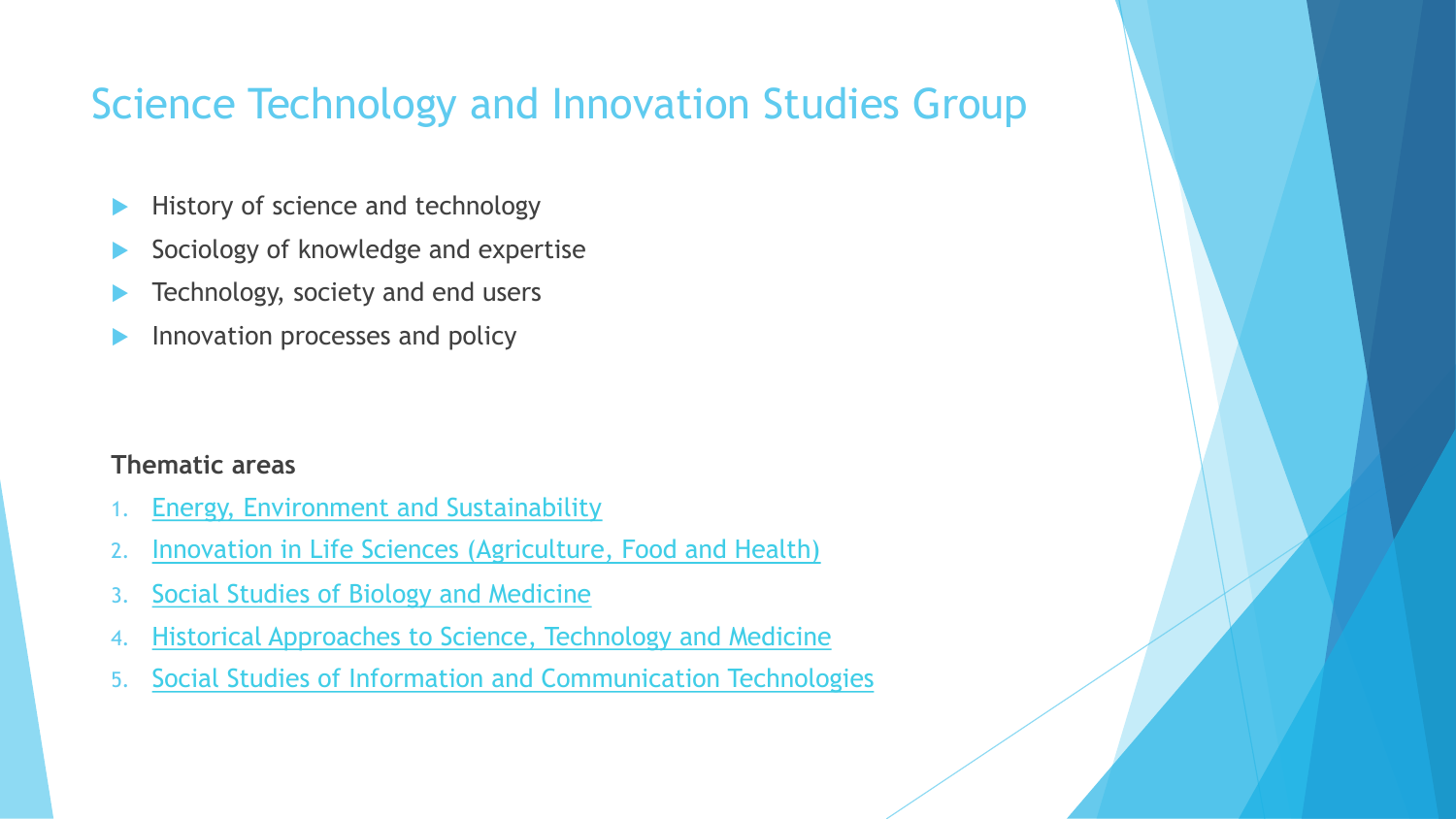# Science Technology and Innovation Studies Group

- History of science and technology
- Sociology of knowledge and expertise
- Technology, society and end users
- Innovation processes and policy

**Thematic areas**

1. Energy, Environment and Sustainability
2. Innovation in Life Sciences (Agriculture, Food and Health)
3. Social Studies of Biology and Medicine
4. Historical Approaches to Science, Technology and Medicine
5. Social Studies of Information and Communication Technologies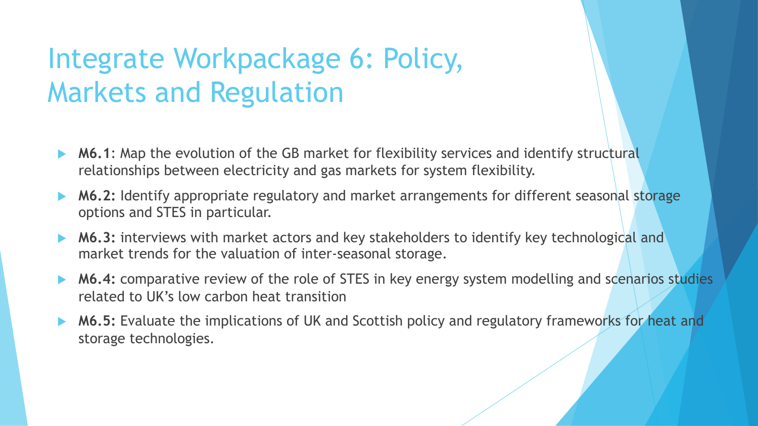# Integrate Workpackage 6: Policy, Markets and Regulation

- **M6.1**: Map the evolution of the GB market for flexibility services and identify structural relationships between electricity and gas markets for system flexibility.
- **M6.2:** Identify appropriate regulatory and market arrangements for different seasonal storage options and STES in particular.
- **M6.3:** interviews with market actors and key stakeholders to identify key technological and market trends for the valuation of inter-seasonal storage.
- **M6.4:** comparative review of the role of STES in key energy system modelling and scenarios studies related to UK's low carbon heat transition
- **M6.5:** Evaluate the implications of UK and Scottish policy and regulatory frameworks for heat and storage technologies.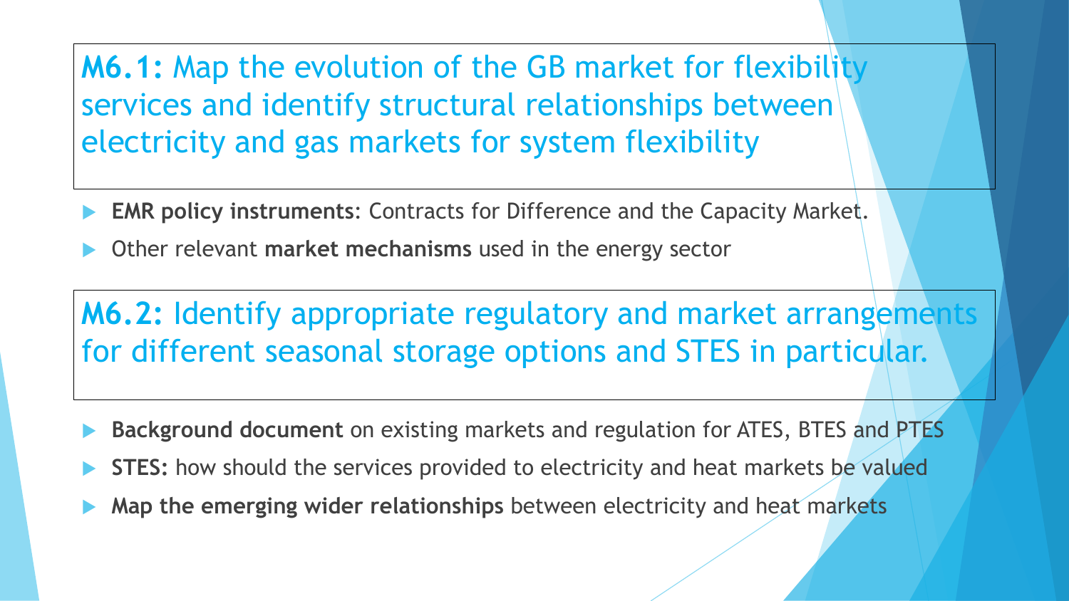## **M6.1:** Map the evolution of the GB market for flexibility services and identify structural relationships between electricity and gas markets for system flexibility

- **EMR policy instruments**: Contracts for Difference and the Capacity Market.
- Other relevant **market mechanisms** used in the energy sector

## **M6.2:** Identify appropriate regulatory and market arrangements for different seasonal storage options and STES in particular.

- **Background document** on existing markets and regulation for ATES, BTES and PTES
- **STES:** how should the services provided to electricity and heat markets be valued
- **Map the emerging wider relationships** between electricity and heat markets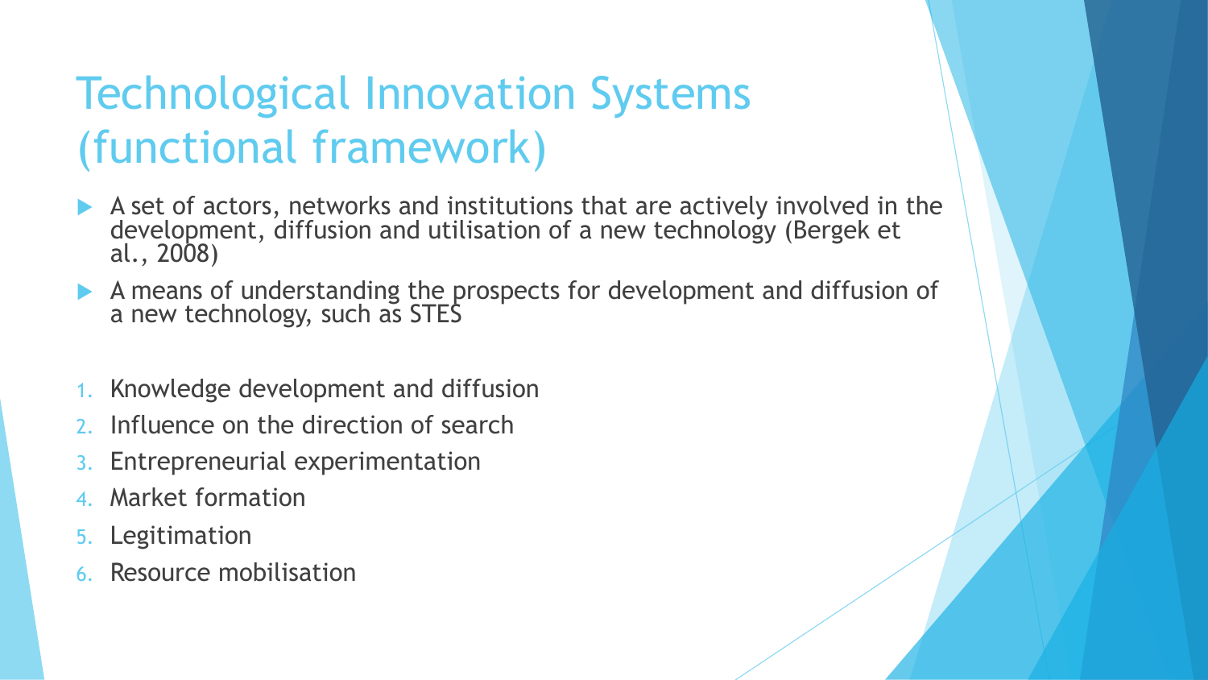# Technological Innovation Systems (functional framework)

- A set of actors, networks and institutions that are actively involved in the development, diffusion and utilisation of a new technology (Bergek et al., 2008)
- A means of understanding the prospects for development and diffusion of a new technology, such as STES

1. Knowledge development and diffusion
2. Influence on the direction of search
3. Entrepreneurial experimentation
4. Market formation
5. Legitimation
6. Resource mobilisation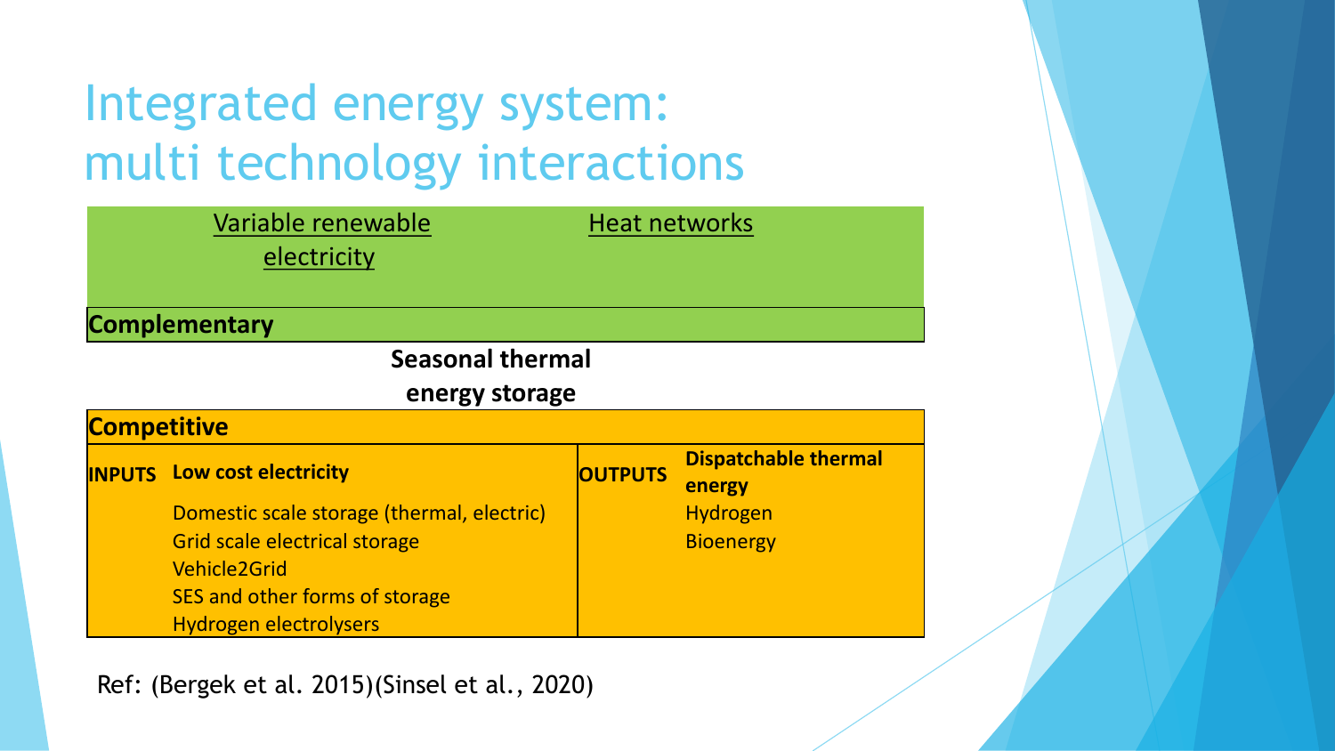# Integrated energy system: multi technology interactions

| Variable renewable electricity | Heat networks |
|---|---|

**Complementary**

**Seasonal thermal energy storage**

**Competitive**

| INPUTS | | OUTPUTS | |
|---|---|---|---|
| | **Low cost electricity** | | **Dispatchable thermal energy** |
| | Domestic scale storage (thermal, electric) | | Hydrogen |
| | Grid scale electrical storage | | Bioenergy |
| | Vehicle2Grid | | |
| | SES and other forms of storage | | |
| | Hydrogen electrolysers | | |

Ref: (Bergek et al. 2015)(Sinsel et al., 2020)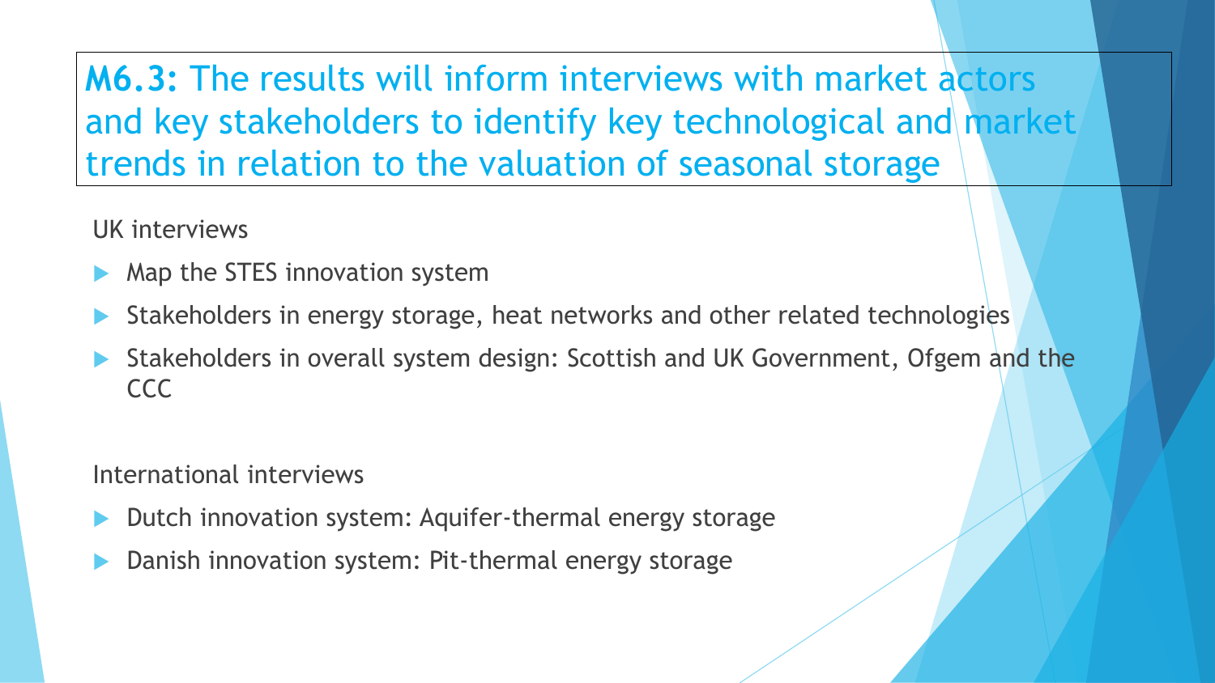# **M6.3:** The results will inform interviews with market actors and key stakeholders to identify key technological and market trends in relation to the valuation of seasonal storage

UK interviews

- Map the STES innovation system
- Stakeholders in energy storage, heat networks and other related technologies
- Stakeholders in overall system design: Scottish and UK Government, Ofgem and the CCC

International interviews

- Dutch innovation system: Aquifer-thermal energy storage
- Danish innovation system: Pit-thermal energy storage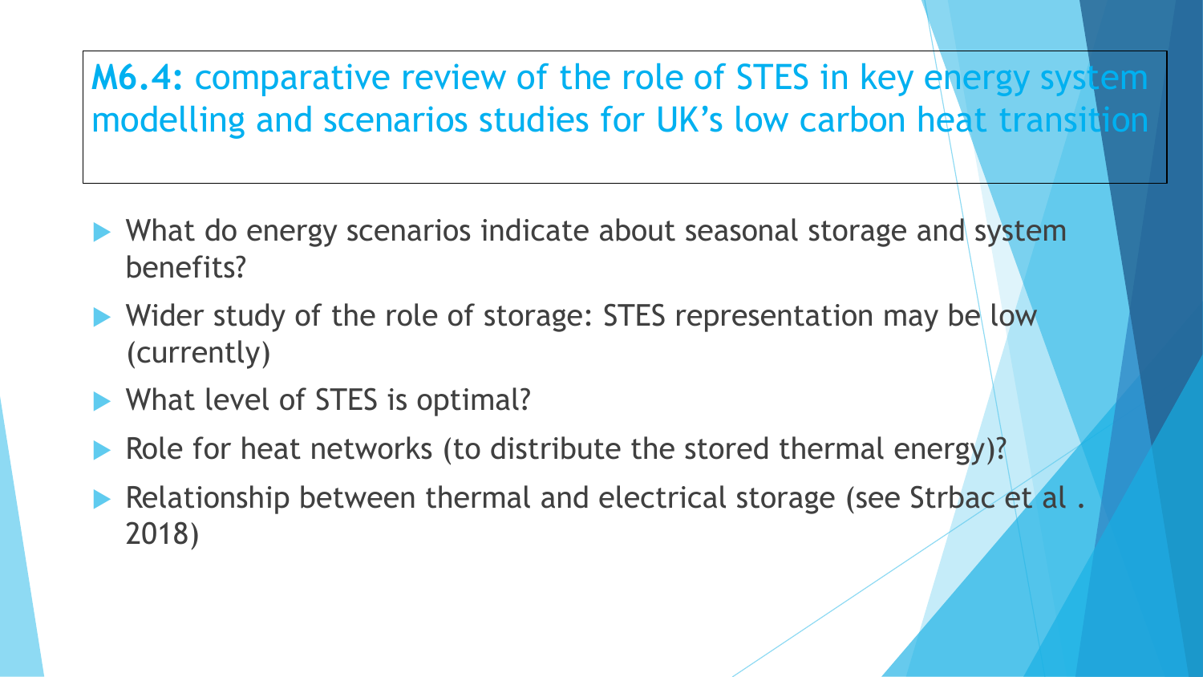## **M6.4:** comparative review of the role of STES in key energy system modelling and scenarios studies for UK's low carbon heat transition

- What do energy scenarios indicate about seasonal storage and system benefits?
- Wider study of the role of storage: STES representation may be low (currently)
- What level of STES is optimal?
- Role for heat networks (to distribute the stored thermal energy)?
- Relationship between thermal and electrical storage (see Strbac et al . 2018)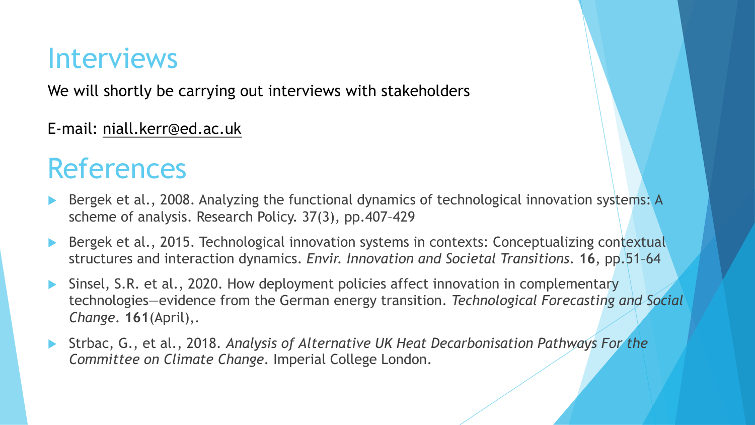# Interviews

We will shortly be carrying out interviews with stakeholders

E-mail: niall.kerr@ed.ac.uk

# References

- Bergek et al., 2008. Analyzing the functional dynamics of technological innovation systems: A scheme of analysis. Research Policy. 37(3), pp.407–429
- Bergek et al., 2015. Technological innovation systems in contexts: Conceptualizing contextual structures and interaction dynamics. *Envir. Innovation and Societal Transitions*. **16**, pp.51–64
- Sinsel, S.R. et al., 2020. How deployment policies affect innovation in complementary technologies—evidence from the German energy transition. *Technological Forecasting and Social Change*. **161**(April),.
- Strbac, G., et al., 2018. *Analysis of Alternative UK Heat Decarbonisation Pathways For the Committee on Climate Change*. Imperial College London.